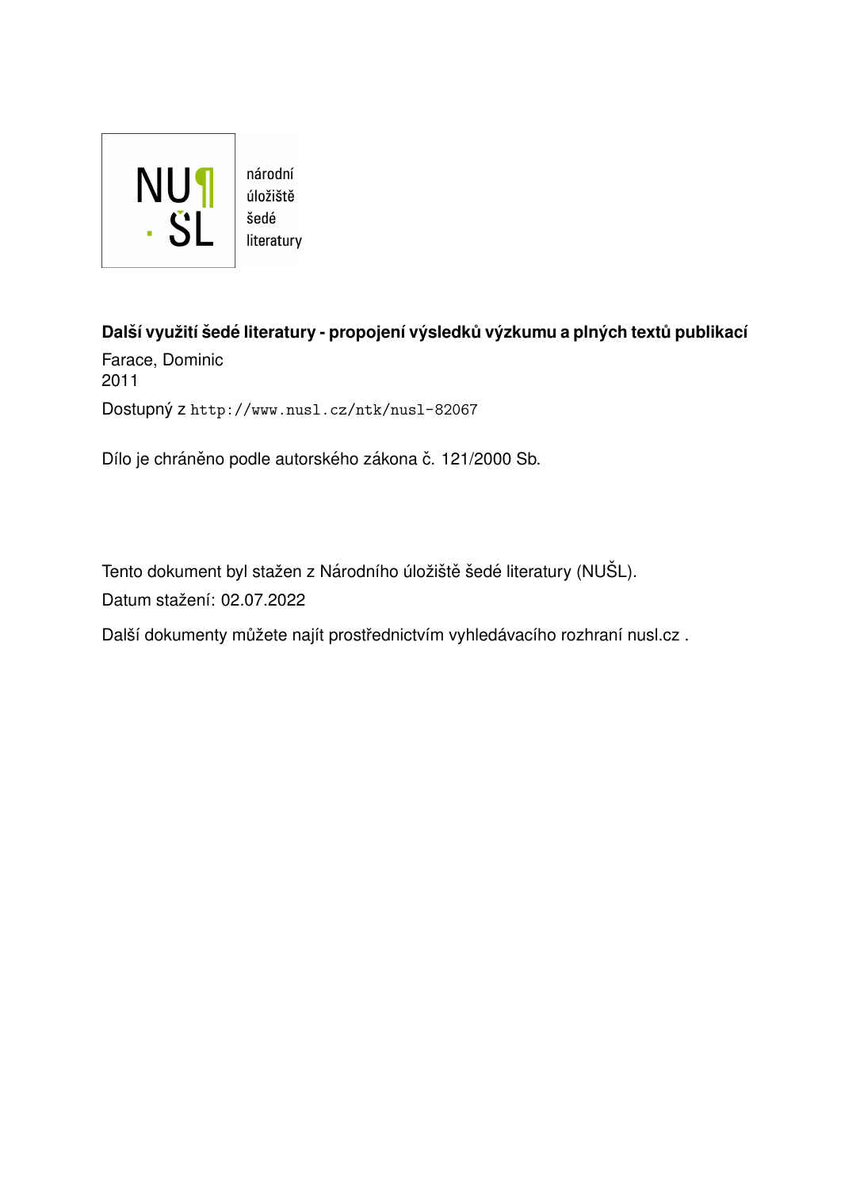národní úložiště šedé literatury

**Další využití šedé literatury - propojení výsledků výzkumu a plných textů publikací**

Farace, Dominic
2011

Dostupný z http://www.nusl.cz/ntk/nusl-82067

Dílo je chráněno podle autorského zákona č. 121/2000 Sb.

Tento dokument byl stažen z Národního úložiště šedé literatury (NUŠL).

Datum stažení: 02.07.2022

Další dokumenty můžete najít prostřednictvím vyhledávacího rozhraní nusl.cz .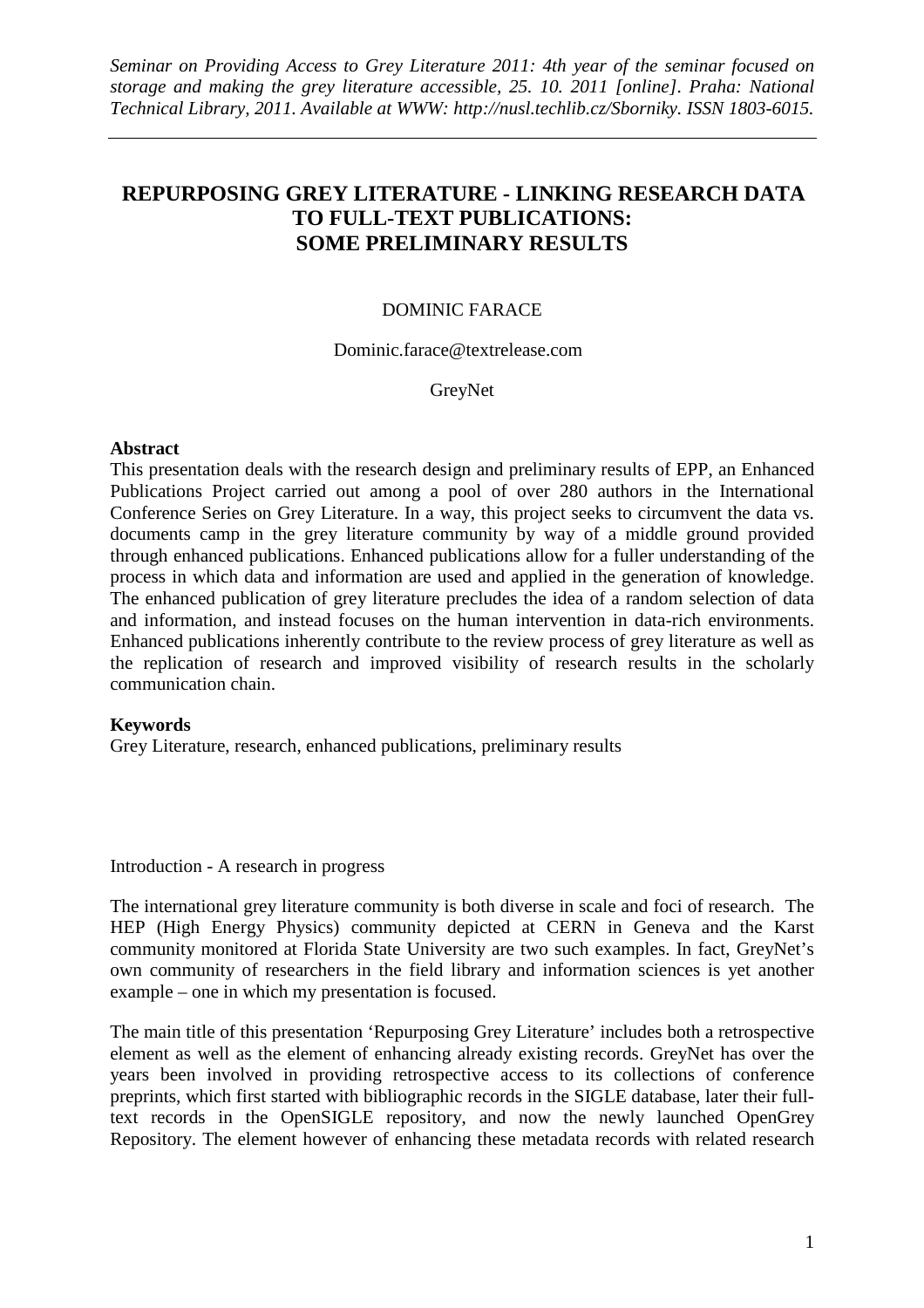# REPURPOSING GREY LITERATURE - LINKING RESEARCH DATA TO FULL-TEXT PUBLICATIONS: SOME PRELIMINARY RESULTS

DOMINIC FARACE

Dominic.farace@textrelease.com

GreyNet

**Abstract**

This presentation deals with the research design and preliminary results of EPP, an Enhanced Publications Project carried out among a pool of over 280 authors in the International Conference Series on Grey Literature. In a way, this project seeks to circumvent the data vs. documents camp in the grey literature community by way of a middle ground provided through enhanced publications. Enhanced publications allow for a fuller understanding of the process in which data and information are used and applied in the generation of knowledge. The enhanced publication of grey literature precludes the idea of a random selection of data and information, and instead focuses on the human intervention in data-rich environments. Enhanced publications inherently contribute to the review process of grey literature as well as the replication of research and improved visibility of research results in the scholarly communication chain.

**Keywords**

Grey Literature, research, enhanced publications, preliminary results

Introduction - A research in progress

The international grey literature community is both diverse in scale and foci of research. The HEP (High Energy Physics) community depicted at CERN in Geneva and the Karst community monitored at Florida State University are two such examples. In fact, GreyNet's own community of researchers in the field library and information sciences is yet another example – one in which my presentation is focused.

The main title of this presentation 'Repurposing Grey Literature' includes both a retrospective element as well as the element of enhancing already existing records. GreyNet has over the years been involved in providing retrospective access to its collections of conference preprints, which first started with bibliographic records in the SIGLE database, later their full-text records in the OpenSIGLE repository, and now the newly launched OpenGrey Repository. The element however of enhancing these metadata records with related research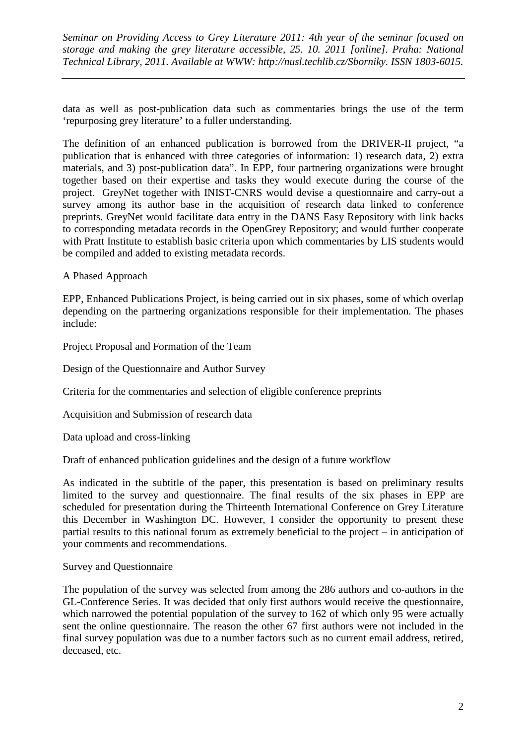data as well as post-publication data such as commentaries brings the use of the term 'repurposing grey literature' to a fuller understanding.

The definition of an enhanced publication is borrowed from the DRIVER-II project, "a publication that is enhanced with three categories of information: 1) research data, 2) extra materials, and 3) post-publication data". In EPP, four partnering organizations were brought together based on their expertise and tasks they would execute during the course of the project. GreyNet together with INIST-CNRS would devise a questionnaire and carry-out a survey among its author base in the acquisition of research data linked to conference preprints. GreyNet would facilitate data entry in the DANS Easy Repository with link backs to corresponding metadata records in the OpenGrey Repository; and would further cooperate with Pratt Institute to establish basic criteria upon which commentaries by LIS students would be compiled and added to existing metadata records.

## A Phased Approach

EPP, Enhanced Publications Project, is being carried out in six phases, some of which overlap depending on the partnering organizations responsible for their implementation. The phases include:

Project Proposal and Formation of the Team

Design of the Questionnaire and Author Survey

Criteria for the commentaries and selection of eligible conference preprints

Acquisition and Submission of research data

Data upload and cross-linking

Draft of enhanced publication guidelines and the design of a future workflow

As indicated in the subtitle of the paper, this presentation is based on preliminary results limited to the survey and questionnaire. The final results of the six phases in EPP are scheduled for presentation during the Thirteenth International Conference on Grey Literature this December in Washington DC. However, I consider the opportunity to present these partial results to this national forum as extremely beneficial to the project – in anticipation of your comments and recommendations.

## Survey and Questionnaire

The population of the survey was selected from among the 286 authors and co-authors in the GL-Conference Series. It was decided that only first authors would receive the questionnaire, which narrowed the potential population of the survey to 162 of which only 95 were actually sent the online questionnaire. The reason the other 67 first authors were not included in the final survey population was due to a number factors such as no current email address, retired, deceased, etc.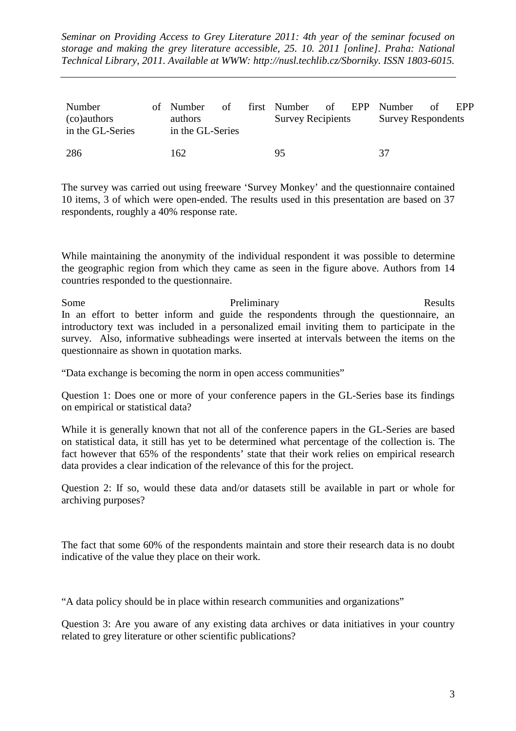| Number of (co)authors in the GL-Series | Number of first authors in the GL-Series | Number of EPP Survey Recipients | Number of EPP Survey Respondents |
|---|---|---|---|
| 286 | 162 | 95 | 37 |

The survey was carried out using freeware 'Survey Monkey' and the questionnaire contained 10 items, 3 of which were open-ended. The results used in this presentation are based on 37 respondents, roughly a 40% response rate.

While maintaining the anonymity of the individual respondent it was possible to determine the geographic region from which they came as seen in the figure above. Authors from 14 countries responded to the questionnaire.

## Some Preliminary Results

In an effort to better inform and guide the respondents through the questionnaire, an introductory text was included in a personalized email inviting them to participate in the survey. Also, informative subheadings were inserted at intervals between the items on the questionnaire as shown in quotation marks.

"Data exchange is becoming the norm in open access communities"

Question 1: Does one or more of your conference papers in the GL-Series base its findings on empirical or statistical data?

While it is generally known that not all of the conference papers in the GL-Series are based on statistical data, it still has yet to be determined what percentage of the collection is. The fact however that 65% of the respondents' state that their work relies on empirical research data provides a clear indication of the relevance of this for the project.

Question 2: If so, would these data and/or datasets still be available in part or whole for archiving purposes?

The fact that some 60% of the respondents maintain and store their research data is no doubt indicative of the value they place on their work.

"A data policy should be in place within research communities and organizations"

Question 3: Are you aware of any existing data archives or data initiatives in your country related to grey literature or other scientific publications?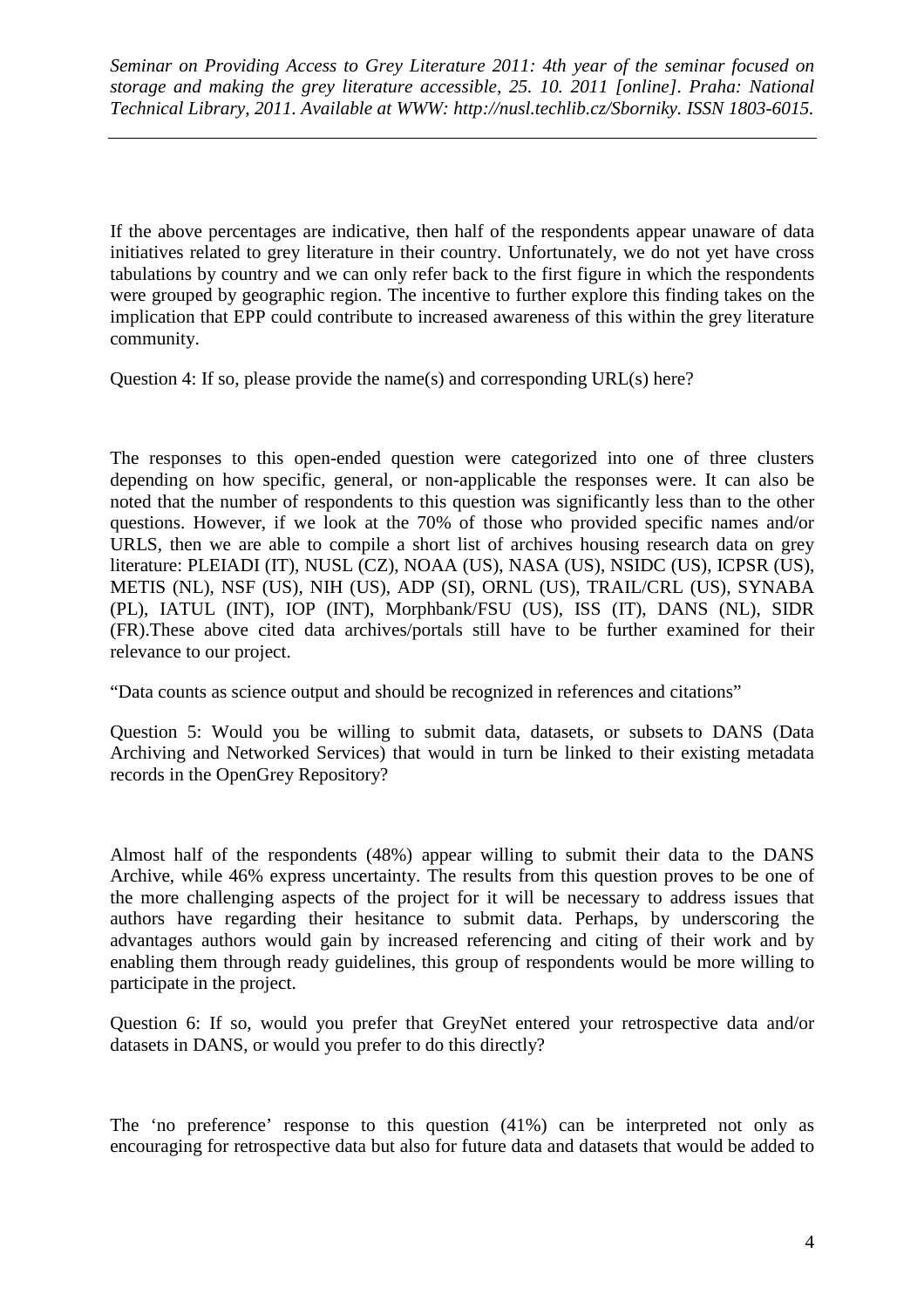If the above percentages are indicative, then half of the respondents appear unaware of data initiatives related to grey literature in their country. Unfortunately, we do not yet have cross tabulations by country and we can only refer back to the first figure in which the respondents were grouped by geographic region. The incentive to further explore this finding takes on the implication that EPP could contribute to increased awareness of this within the grey literature community.

Question 4: If so, please provide the name(s) and corresponding URL(s) here?

The responses to this open-ended question were categorized into one of three clusters depending on how specific, general, or non-applicable the responses were. It can also be noted that the number of respondents to this question was significantly less than to the other questions. However, if we look at the 70% of those who provided specific names and/or URLS, then we are able to compile a short list of archives housing research data on grey literature: PLEIADI (IT), NUSL (CZ), NOAA (US), NASA (US), NSIDC (US), ICPSR (US), METIS (NL), NSF (US), NIH (US), ADP (SI), ORNL (US), TRAIL/CRL (US), SYNABA (PL), IATUL (INT), IOP (INT), Morphbank/FSU (US), ISS (IT), DANS (NL), SIDR (FR).These above cited data archives/portals still have to be further examined for their relevance to our project.

"Data counts as science output and should be recognized in references and citations"

Question 5: Would you be willing to submit data, datasets, or subsets to DANS (Data Archiving and Networked Services) that would in turn be linked to their existing metadata records in the OpenGrey Repository?

Almost half of the respondents (48%) appear willing to submit their data to the DANS Archive, while 46% express uncertainty. The results from this question proves to be one of the more challenging aspects of the project for it will be necessary to address issues that authors have regarding their hesitance to submit data. Perhaps, by underscoring the advantages authors would gain by increased referencing and citing of their work and by enabling them through ready guidelines, this group of respondents would be more willing to participate in the project.

Question 6: If so, would you prefer that GreyNet entered your retrospective data and/or datasets in DANS, or would you prefer to do this directly?

The 'no preference' response to this question (41%) can be interpreted not only as encouraging for retrospective data but also for future data and datasets that would be added to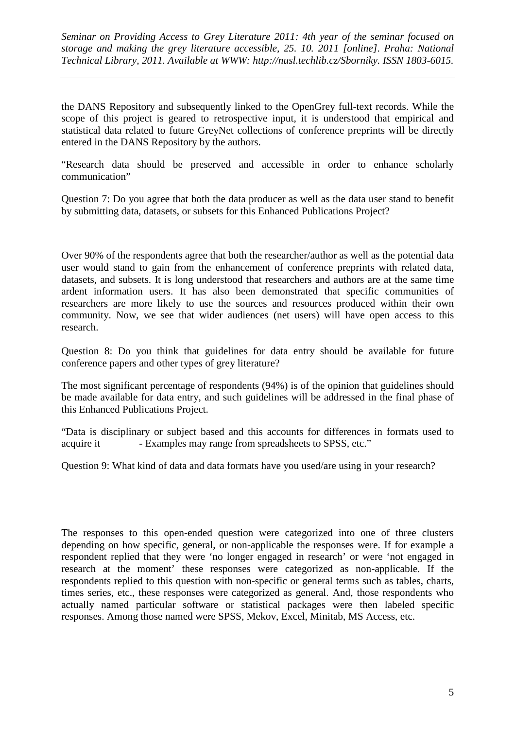the DANS Repository and subsequently linked to the OpenGrey full-text records. While the scope of this project is geared to retrospective input, it is understood that empirical and statistical data related to future GreyNet collections of conference preprints will be directly entered in the DANS Repository by the authors.

"Research data should be preserved and accessible in order to enhance scholarly communication"

Question 7: Do you agree that both the data producer as well as the data user stand to benefit by submitting data, datasets, or subsets for this Enhanced Publications Project?

Over 90% of the respondents agree that both the researcher/author as well as the potential data user would stand to gain from the enhancement of conference preprints with related data, datasets, and subsets. It is long understood that researchers and authors are at the same time ardent information users. It has also been demonstrated that specific communities of researchers are more likely to use the sources and resources produced within their own community. Now, we see that wider audiences (net users) will have open access to this research.

Question 8: Do you think that guidelines for data entry should be available for future conference papers and other types of grey literature?

The most significant percentage of respondents (94%) is of the opinion that guidelines should be made available for data entry, and such guidelines will be addressed in the final phase of this Enhanced Publications Project.

"Data is disciplinary or subject based and this accounts for differences in formats used to acquire it - Examples may range from spreadsheets to SPSS, etc."

Question 9: What kind of data and data formats have you used/are using in your research?

The responses to this open-ended question were categorized into one of three clusters depending on how specific, general, or non-applicable the responses were. If for example a respondent replied that they were 'no longer engaged in research' or were 'not engaged in research at the moment' these responses were categorized as non-applicable. If the respondents replied to this question with non-specific or general terms such as tables, charts, times series, etc., these responses were categorized as general. And, those respondents who actually named particular software or statistical packages were then labeled specific responses. Among those named were SPSS, Mekov, Excel, Minitab, MS Access, etc.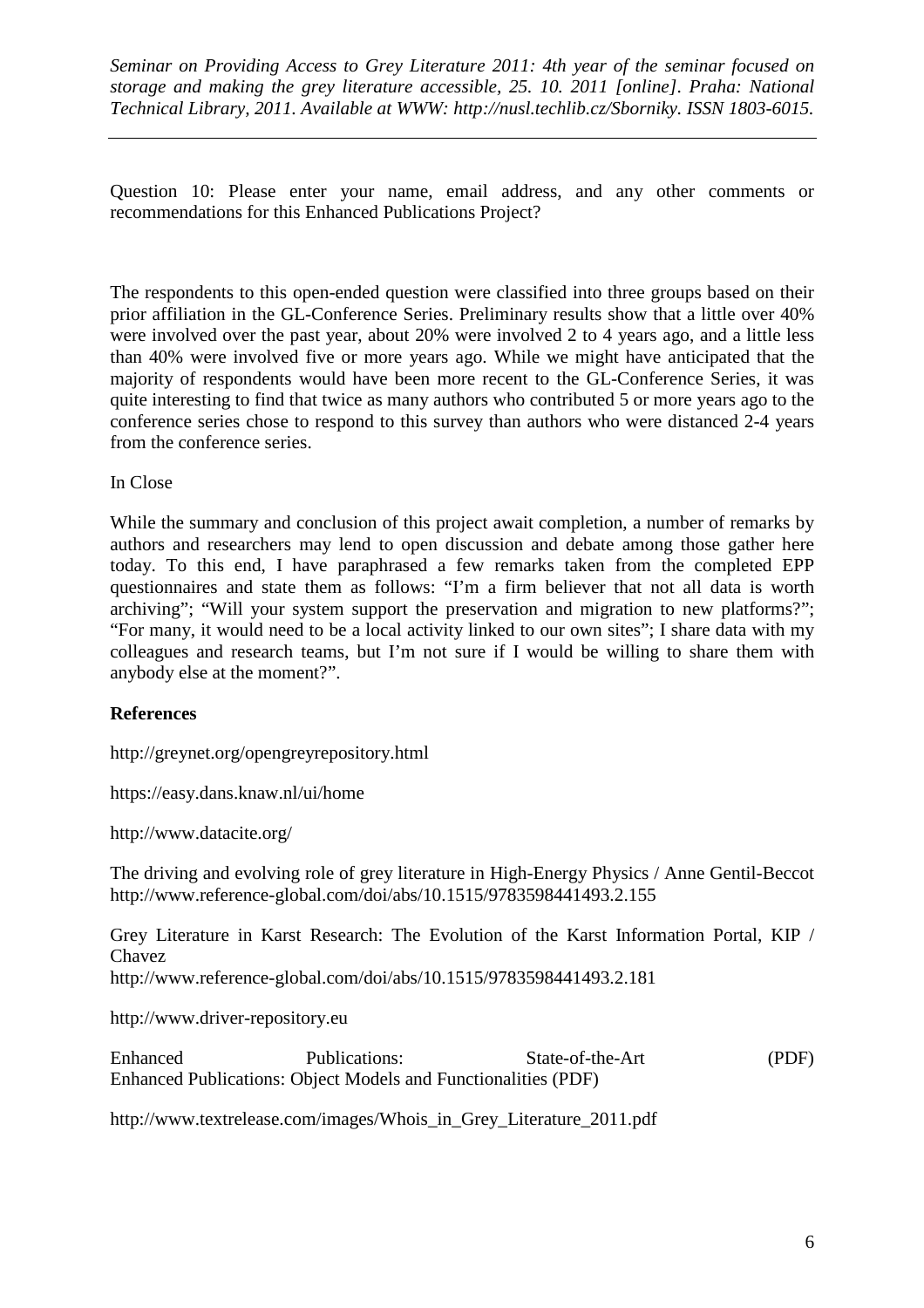Question 10: Please enter your name, email address, and any other comments or recommendations for this Enhanced Publications Project?

The respondents to this open-ended question were classified into three groups based on their prior affiliation in the GL-Conference Series. Preliminary results show that a little over 40% were involved over the past year, about 20% were involved 2 to 4 years ago, and a little less than 40% were involved five or more years ago. While we might have anticipated that the majority of respondents would have been more recent to the GL-Conference Series, it was quite interesting to find that twice as many authors who contributed 5 or more years ago to the conference series chose to respond to this survey than authors who were distanced 2-4 years from the conference series.

In Close

While the summary and conclusion of this project await completion, a number of remarks by authors and researchers may lend to open discussion and debate among those gather here today. To this end, I have paraphrased a few remarks taken from the completed EPP questionnaires and state them as follows: "I'm a firm believer that not all data is worth archiving"; "Will your system support the preservation and migration to new platforms?"; "For many, it would need to be a local activity linked to our own sites"; I share data with my colleagues and research teams, but I'm not sure if I would be willing to share them with anybody else at the moment?".

**References**

http://greynet.org/opengreyrepository.html

https://easy.dans.knaw.nl/ui/home

http://www.datacite.org/

The driving and evolving role of grey literature in High-Energy Physics / Anne Gentil-Beccot http://www.reference-global.com/doi/abs/10.1515/9783598441493.2.155

Grey Literature in Karst Research: The Evolution of the Karst Information Portal, KIP / Chavez
http://www.reference-global.com/doi/abs/10.1515/9783598441493.2.181

http://www.driver-repository.eu

Enhanced Publications: State-of-the-Art (PDF)
Enhanced Publications: Object Models and Functionalities (PDF)

http://www.textrelease.com/images/Whois_in_Grey_Literature_2011.pdf